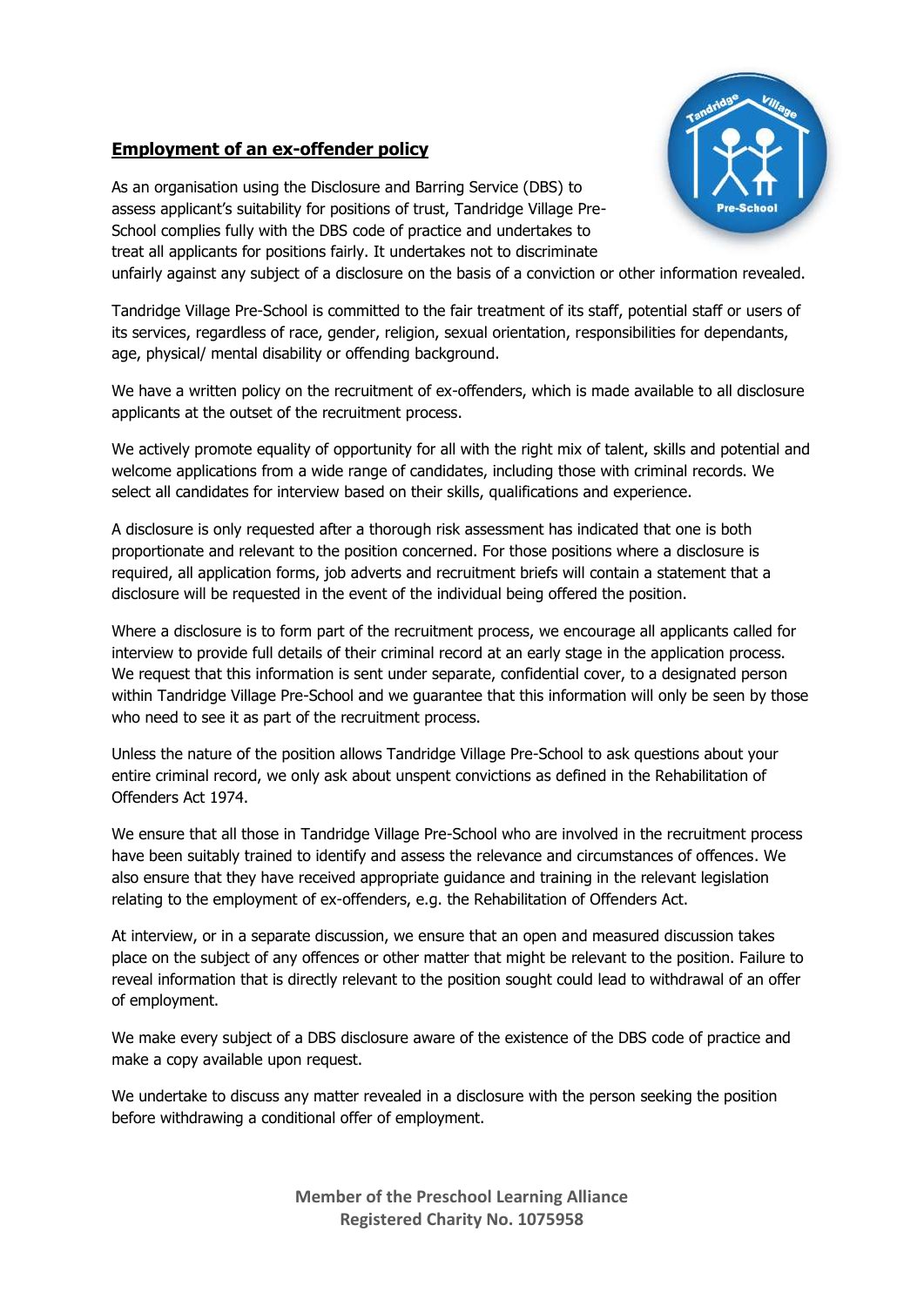## **Employment of an ex-offender policy**

As an organisation using the Disclosure and Barring Service (DBS) to assess applicant's suitability for positions of trust, Tandridge Village Pre-School complies fully with the DBS code of practice and undertakes to treat all applicants for positions fairly. It undertakes not to discriminate unfairly against any subject of a disclosure on the basis of a conviction or other information revealed.

Tandridge Village Pre-School is committed to the fair treatment of its staff, potential staff or users of its services, regardless of race, gender, religion, sexual orientation, responsibilities for dependants, age, physical/ mental disability or offending background.

We have a written policy on the recruitment of ex-offenders, which is made available to all disclosure applicants at the outset of the recruitment process.

We actively promote equality of opportunity for all with the right mix of talent, skills and potential and welcome applications from a wide range of candidates, including those with criminal records. We select all candidates for interview based on their skills, qualifications and experience.

A disclosure is only requested after a thorough risk assessment has indicated that one is both proportionate and relevant to the position concerned. For those positions where a disclosure is required, all application forms, job adverts and recruitment briefs will contain a statement that a disclosure will be requested in the event of the individual being offered the position.

Where a disclosure is to form part of the recruitment process, we encourage all applicants called for interview to provide full details of their criminal record at an early stage in the application process. We request that this information is sent under separate, confidential cover, to a designated person within Tandridge Village Pre-School and we guarantee that this information will only be seen by those who need to see it as part of the recruitment process.

Unless the nature of the position allows Tandridge Village Pre-School to ask questions about your entire criminal record, we only ask about unspent convictions as defined in the Rehabilitation of Offenders Act 1974.

We ensure that all those in Tandridge Village Pre-School who are involved in the recruitment process have been suitably trained to identify and assess the relevance and circumstances of offences. We also ensure that they have received appropriate guidance and training in the relevant legislation relating to the employment of ex-offenders, e.g. the Rehabilitation of Offenders Act.

At interview, or in a separate discussion, we ensure that an open and measured discussion takes place on the subject of any offences or other matter that might be relevant to the position. Failure to reveal information that is directly relevant to the position sought could lead to withdrawal of an offer of employment.

We make every subject of a DBS disclosure aware of the existence of the DBS code of practice and make a copy available upon request.

We undertake to discuss any matter revealed in a disclosure with the person seeking the position before withdrawing a conditional offer of employment.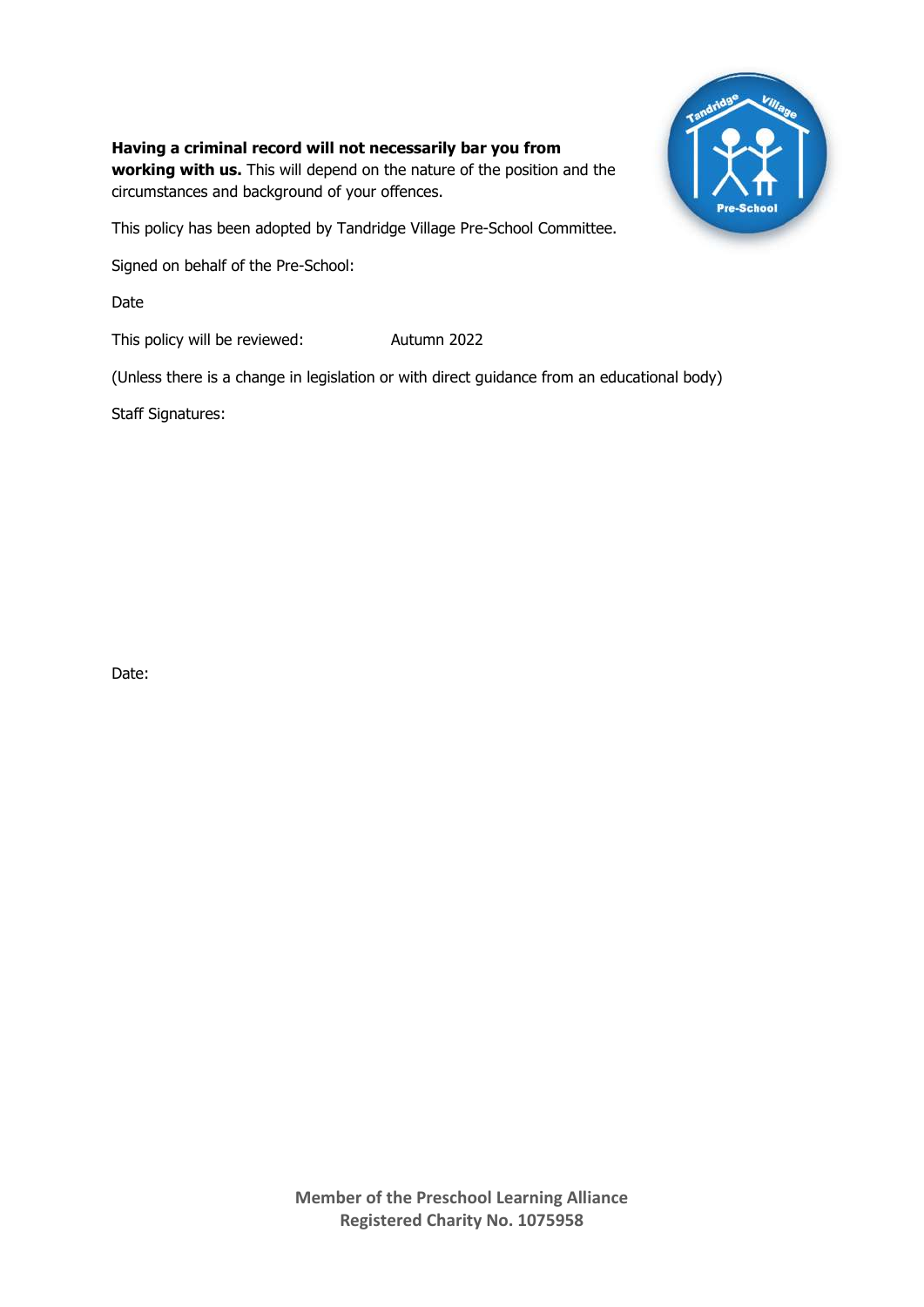**Having a criminal record will not necessarily bar you from working with us.** This will depend on the nature of the position and the circumstances and background of your offences.

This policy has been adopted by Tandridge Village Pre-School Committee.

Signed on behalf of the Pre-School:

Date

This policy will be reviewed: Autumn 2022

(Unless there is a change in legislation or with direct guidance from an educational body)

Staff Signatures:

Date:

**Member of the Preschool Learning Alliance**
**Registered Charity No. 1075958**